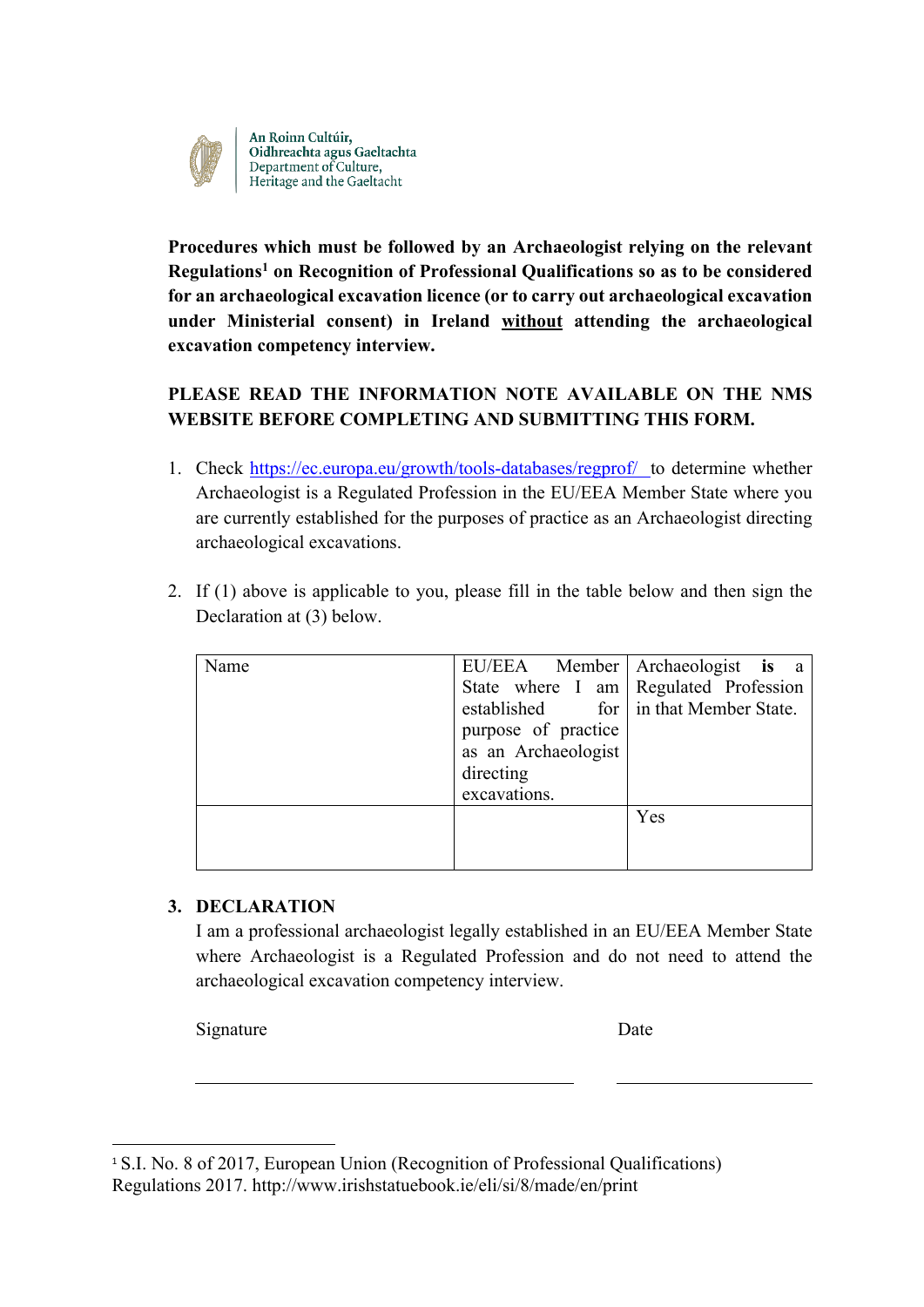An Roinn Cultúir,
Oidhreachta agus Gaeltachta
Department of Culture,
Heritage and the Gaeltacht

**Procedures which must be followed by an Archaeologist relying on the relevant Regulations[1] on Recognition of Professional Qualifications so as to be considered for an archaeological excavation licence (or to carry out archaeological excavation under Ministerial consent) in Ireland <u>without</u> attending the archaeological excavation competency interview.**

**PLEASE READ THE INFORMATION NOTE AVAILABLE ON THE NMS WEBSITE BEFORE COMPLETING AND SUBMITTING THIS FORM.**

1. Check https://ec.europa.eu/growth/tools-databases/regprof/ to determine whether Archaeologist is a Regulated Profession in the EU/EEA Member State where you are currently established for the purposes of practice as an Archaeologist directing archaeological excavations.

2. If (1) above is applicable to you, please fill in the table below and then sign the Declaration at (3) below.

| Name | EU/EEA Member State where I am established for purpose of practice as an Archaeologist directing excavations. | Archaeologist **is** a Regulated Profession in that Member State. |
|---|---|---|
| | | Yes |

3. **DECLARATION**
I am a professional archaeologist legally established in an EU/EEA Member State where Archaeologist is a Regulated Profession and do not need to attend the archaeological excavation competency interview.

Signature ______________________ Date ______________

[1] S.I. No. 8 of 2017, European Union (Recognition of Professional Qualifications) Regulations 2017. http://www.irishstatuebook.ie/eli/si/8/made/en/print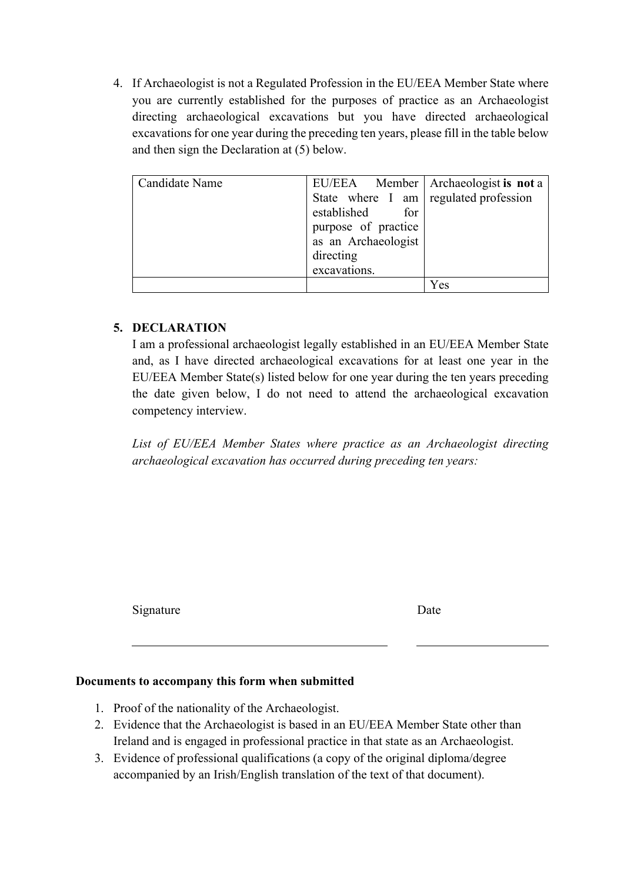4. If Archaeologist is not a Regulated Profession in the EU/EEA Member State where you are currently established for the purposes of practice as an Archaeologist directing archaeological excavations but you have directed archaeological excavations for one year during the preceding ten years, please fill in the table below and then sign the Declaration at (5) below.

| Candidate Name | EU/EEA Member State where I am established for purpose of practice as an Archaeologist directing excavations. | Archaeologist **is not** a regulated profession |
|---|---|---|
| | | Yes |

5. **DECLARATION**

I am a professional archaeologist legally established in an EU/EEA Member State and, as I have directed archaeological excavations for at least one year in the EU/EEA Member State(s) listed below for one year during the ten years preceding the date given below, I do not need to attend the archaeological excavation competency interview.

*List of EU/EEA Member States where practice as an Archaeologist directing archaeological excavation has occurred during preceding ten years:*

Signature ______________________ Date ______________

**Documents to accompany this form when submitted**

1. Proof of the nationality of the Archaeologist.
2. Evidence that the Archaeologist is based in an EU/EEA Member State other than Ireland and is engaged in professional practice in that state as an Archaeologist.
3. Evidence of professional qualifications (a copy of the original diploma/degree accompanied by an Irish/English translation of the text of that document).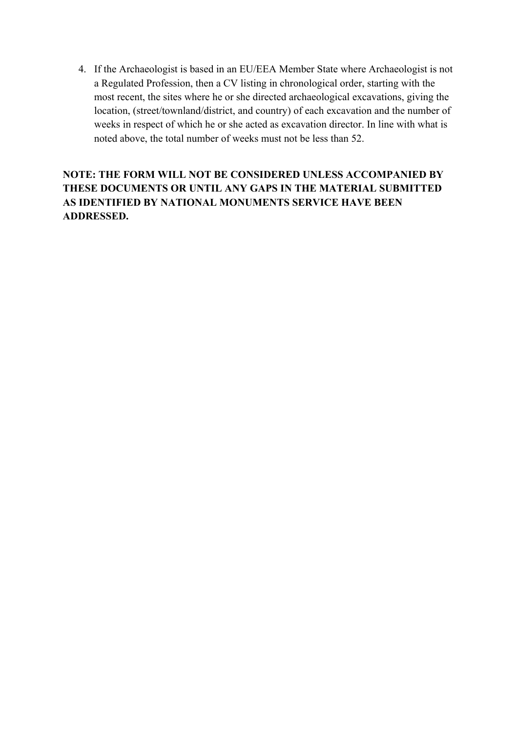4. If the Archaeologist is based in an EU/EEA Member State where Archaeologist is not a Regulated Profession, then a CV listing in chronological order, starting with the most recent, the sites where he or she directed archaeological excavations, giving the location, (street/townland/district, and country) of each excavation and the number of weeks in respect of which he or she acted as excavation director. In line with what is noted above, the total number of weeks must not be less than 52.

**NOTE: THE FORM WILL NOT BE CONSIDERED UNLESS ACCOMPANIED BY THESE DOCUMENTS OR UNTIL ANY GAPS IN THE MATERIAL SUBMITTED AS IDENTIFIED BY NATIONAL MONUMENTS SERVICE HAVE BEEN ADDRESSED.**